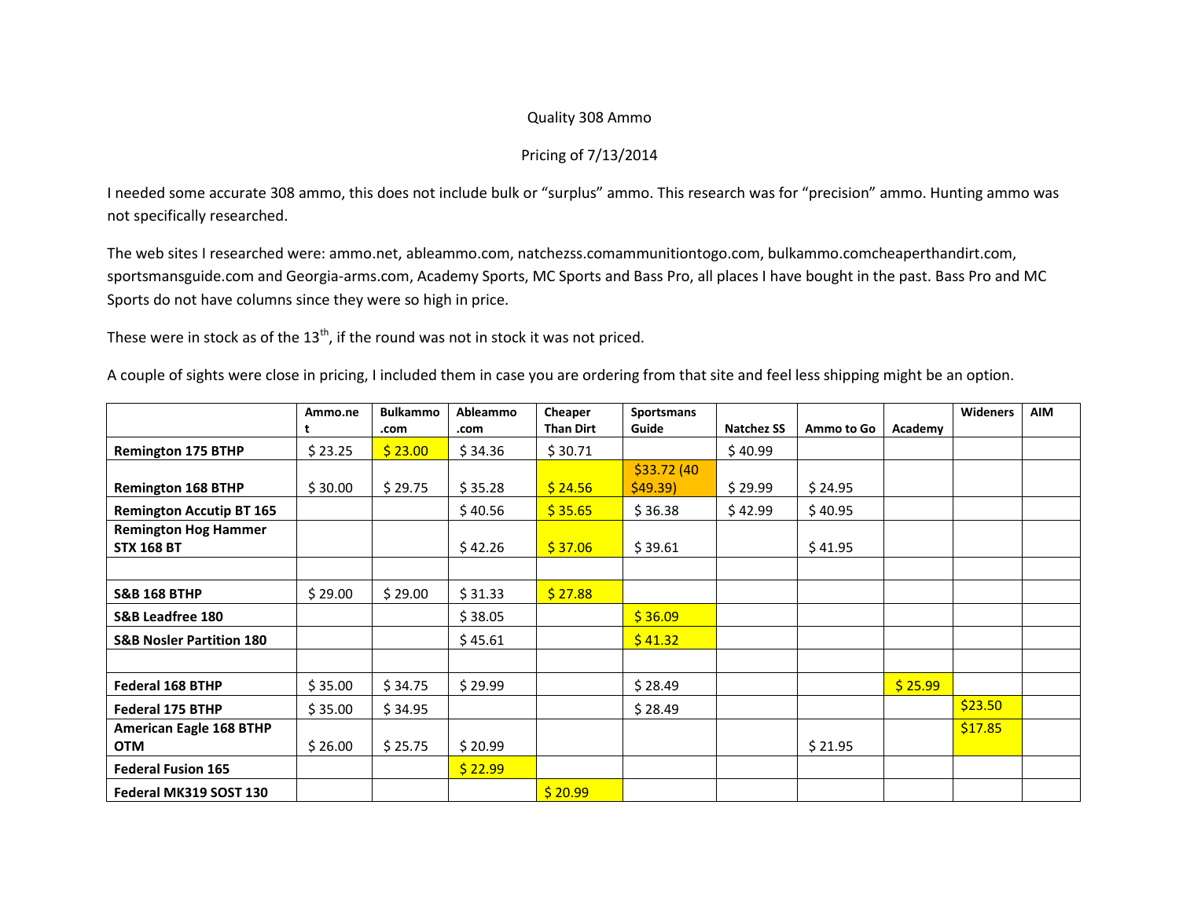Quality 308 Ammo

Pricing of 7/13/2014

I needed some accurate 308 ammo, this does not include bulk or "surplus" ammo. This research was for "precision" ammo. Hunting ammo was not specifically researched.

The web sites I researched were: ammo.net, ableammo.com, natchezss.comammunitiontogo.com, bulkammo.comcheaperthandirt.com, sportsmansguide.com and Georgia-arms.com, Academy Sports, MC Sports and Bass Pro, all places I have bought in the past. Bass Pro and MC Sports do not have columns since they were so high in price.

These were in stock as of the 13th, if the round was not in stock it was not priced.

A couple of sights were close in pricing, I included them in case you are ordering from that site and feel less shipping might be an option.

| | Ammo.net | Bulkammo.com | Ableammo.com | Cheaper Than Dirt | Sportsmans Guide | Natchez SS | Ammo to Go | Academy | Wideners | AIM |
|---|---|---|---|---|---|---|---|---|---|---|
| **Remington 175 BTHP** | $ 23.25 | $ 23.00 | $ 34.36 | $ 30.71 | | $ 40.99 | | | | |
| **Remington 168 BTHP** | $ 30.00 | $ 29.75 | $ 35.28 | $ 24.56 | $33.72 (40 $49.39) | $ 29.99 | $ 24.95 | | | |
| **Remington Accutip BT 165** | | | $ 40.56 | $ 35.65 | $ 36.38 | $ 42.99 | $ 40.95 | | | |
| **Remington Hog Hammer STX 168 BT** | | | $ 42.26 | $ 37.06 | $ 39.61 | | $ 41.95 | | | |
| | | | | | | | | | | |
| **S&B 168 BTHP** | $ 29.00 | $ 29.00 | $ 31.33 | $ 27.88 | | | | | | |
| **S&B Leadfree 180** | | | $ 38.05 | | $ 36.09 | | | | | |
| **S&B Nosler Partition 180** | | | $ 45.61 | | $ 41.32 | | | | | |
| | | | | | | | | | | |
| **Federal 168 BTHP** | $ 35.00 | $ 34.75 | $ 29.99 | | $ 28.49 | | | $ 25.99 | | |
| **Federal 175 BTHP** | $ 35.00 | $ 34.95 | | | $ 28.49 | | | | $23.50 | |
| **American Eagle 168 BTHP OTM** | $ 26.00 | $ 25.75 | $ 20.99 | | | | $ 21.95 | | $17.85 | |
| **Federal Fusion 165** | | | $ 22.99 | | | | | | | |
| **Federal MK319 SOST 130** | | | | $ 20.99 | | | | | | |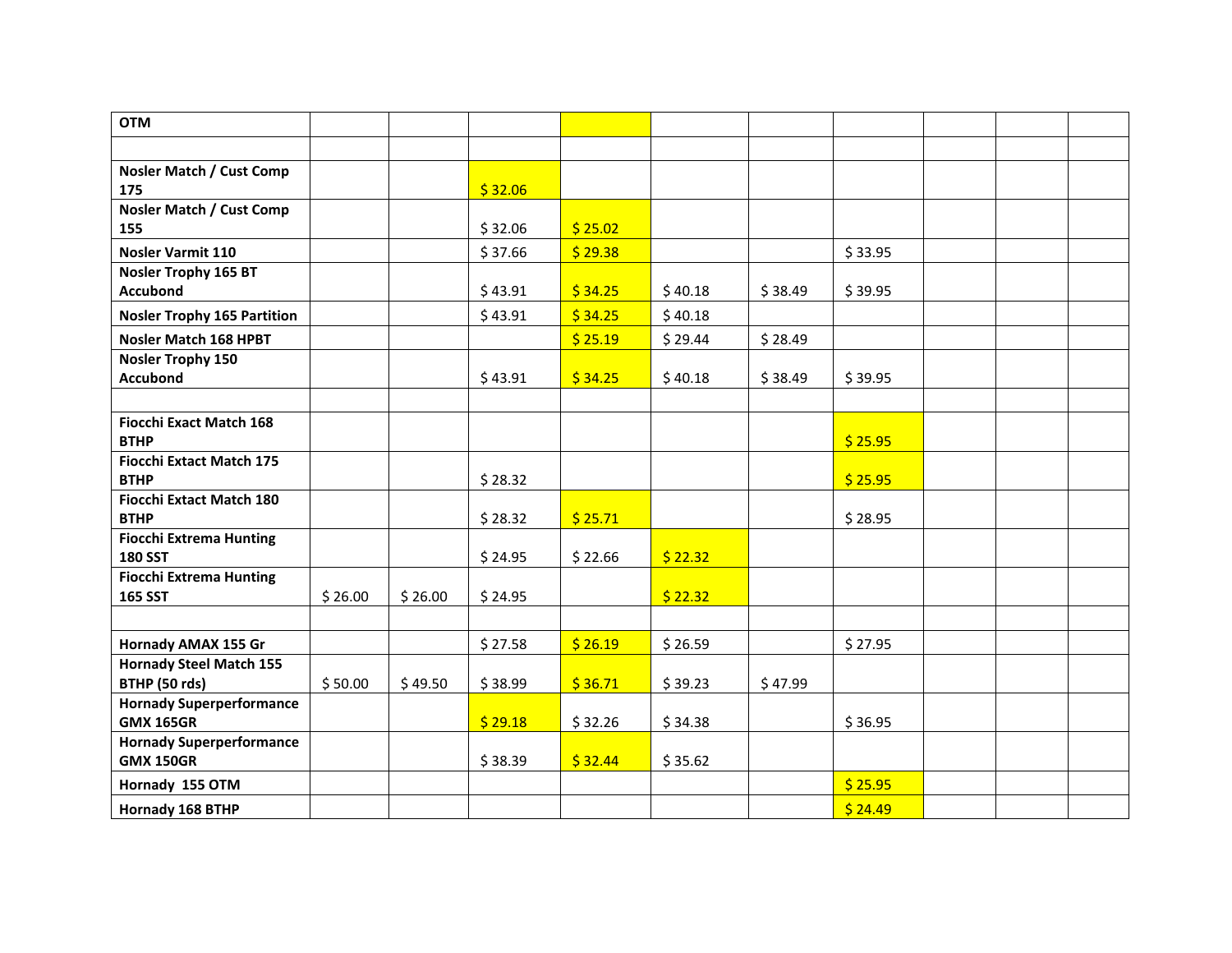| OTM | | | | | | | | | | |
|---|---|---|---|---|---|---|---|---|---|---|
| | | | | | | | | | | |
| **Nosler Match / Cust Comp 175** | | | $ 32.06 | | | | | | | |
| **Nosler Match / Cust Comp 155** | | | $ 32.06 | $ 25.02 | | | | | | |
| **Nosler Varmit 110** | | | $ 37.66 | $ 29.38 | | | $ 33.95 | | | |
| **Nosler Trophy 165 BT Accubond** | | | $ 43.91 | $ 34.25 | $ 40.18 | $ 38.49 | $ 39.95 | | | |
| **Nosler Trophy 165 Partition** | | | $ 43.91 | $ 34.25 | $ 40.18 | | | | | |
| **Nosler Match 168 HPBT** | | | | $ 25.19 | $ 29.44 | $ 28.49 | | | | |
| **Nosler Trophy 150 Accubond** | | | $ 43.91 | $ 34.25 | $ 40.18 | $ 38.49 | $ 39.95 | | | |
| | | | | | | | | | | |
| **Fiocchi Exact Match 168 BTHP** | | | | | | | $ 25.95 | | | |
| **Fiocchi Extact Match 175 BTHP** | | | $ 28.32 | | | | $ 25.95 | | | |
| **Fiocchi Extact Match 180 BTHP** | | | $ 28.32 | $ 25.71 | | | $ 28.95 | | | |
| **Fiocchi Extrema Hunting 180 SST** | | | $ 24.95 | $ 22.66 | $ 22.32 | | | | | |
| **Fiocchi Extrema Hunting 165 SST** | $ 26.00 | $ 26.00 | $ 24.95 | | $ 22.32 | | | | | |
| | | | | | | | | | | |
| **Hornady AMAX 155 Gr** | | | $ 27.58 | $ 26.19 | $ 26.59 | | $ 27.95 | | | |
| **Hornady Steel Match 155 BTHP (50 rds)** | $ 50.00 | $ 49.50 | $ 38.99 | $ 36.71 | $ 39.23 | $ 47.99 | | | | |
| **Hornady Superperformance GMX 165GR** | | | $ 29.18 | $ 32.26 | $ 34.38 | | $ 36.95 | | | |
| **Hornady Superperformance GMX 150GR** | | | $ 38.39 | $ 32.44 | $ 35.62 | | | | | |
| **Hornady 155 OTM** | | | | | | | $ 25.95 | | | |
| **Hornady 168 BTHP** | | | | | | | $ 24.49 | | | |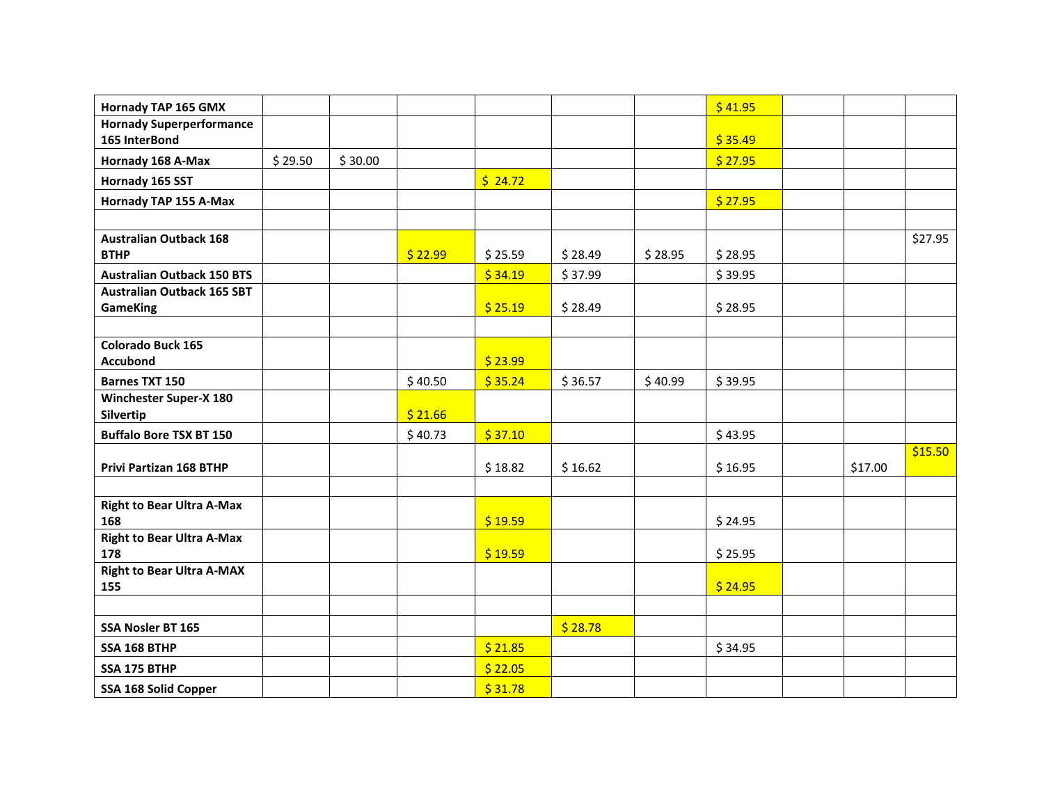| | | | | | | | | | | |
|---|---|---|---|---|---|---|---|---|---|---|
| **Hornady TAP 165 GMX** | | | | | | | $ 41.95 | | | |
| **Hornady Superperformance 165 InterBond** | | | | | | | $ 35.49 | | | |
| **Hornady 168 A-Max** | $ 29.50 | $ 30.00 | | | | | $ 27.95 | | | |
| **Hornady 165 SST** | | | | $ 24.72 | | | | | | |
| **Hornady TAP 155 A-Max** | | | | | | | $ 27.95 | | | |
| | | | | | | | | | | |
| **Australian Outback 168 BTHP** | | | $ 22.99 | $ 25.59 | $ 28.49 | $ 28.95 | $ 28.95 | | | $27.95 |
| **Australian Outback 150 BTS** | | | | $ 34.19 | $ 37.99 | | $ 39.95 | | | |
| **Australian Outback 165 SBT GameKing** | | | | $ 25.19 | $ 28.49 | | $ 28.95 | | | |
| | | | | | | | | | | |
| **Colorado Buck 165 Accubond** | | | | $ 23.99 | | | | | | |
| **Barnes TXT 150** | | | $ 40.50 | $ 35.24 | $ 36.57 | $ 40.99 | $ 39.95 | | | |
| **Winchester Super-X 180 Silvertip** | | | $ 21.66 | | | | | | | |
| **Buffalo Bore TSX BT 150** | | | $ 40.73 | $ 37.10 | | | $ 43.95 | | | |
| **Privi Partizan 168 BTHP** | | | | $ 18.82 | $ 16.62 | | $ 16.95 | | $17.00 | $15.50 |
| | | | | | | | | | | |
| **Right to Bear Ultra A-Max 168** | | | | $ 19.59 | | | $ 24.95 | | | |
| **Right to Bear Ultra A-Max 178** | | | | $ 19.59 | | | $ 25.95 | | | |
| **Right to Bear Ultra A-MAX 155** | | | | | | | $ 24.95 | | | |
| | | | | | | | | | | |
| **SSA Nosler BT 165** | | | | | $ 28.78 | | | | | |
| **SSA 168 BTHP** | | | | $ 21.85 | | | $ 34.95 | | | |
| **SSA 175 BTHP** | | | | $ 22.05 | | | | | | |
| **SSA 168 Solid Copper** | | | | $ 31.78 | | | | | | |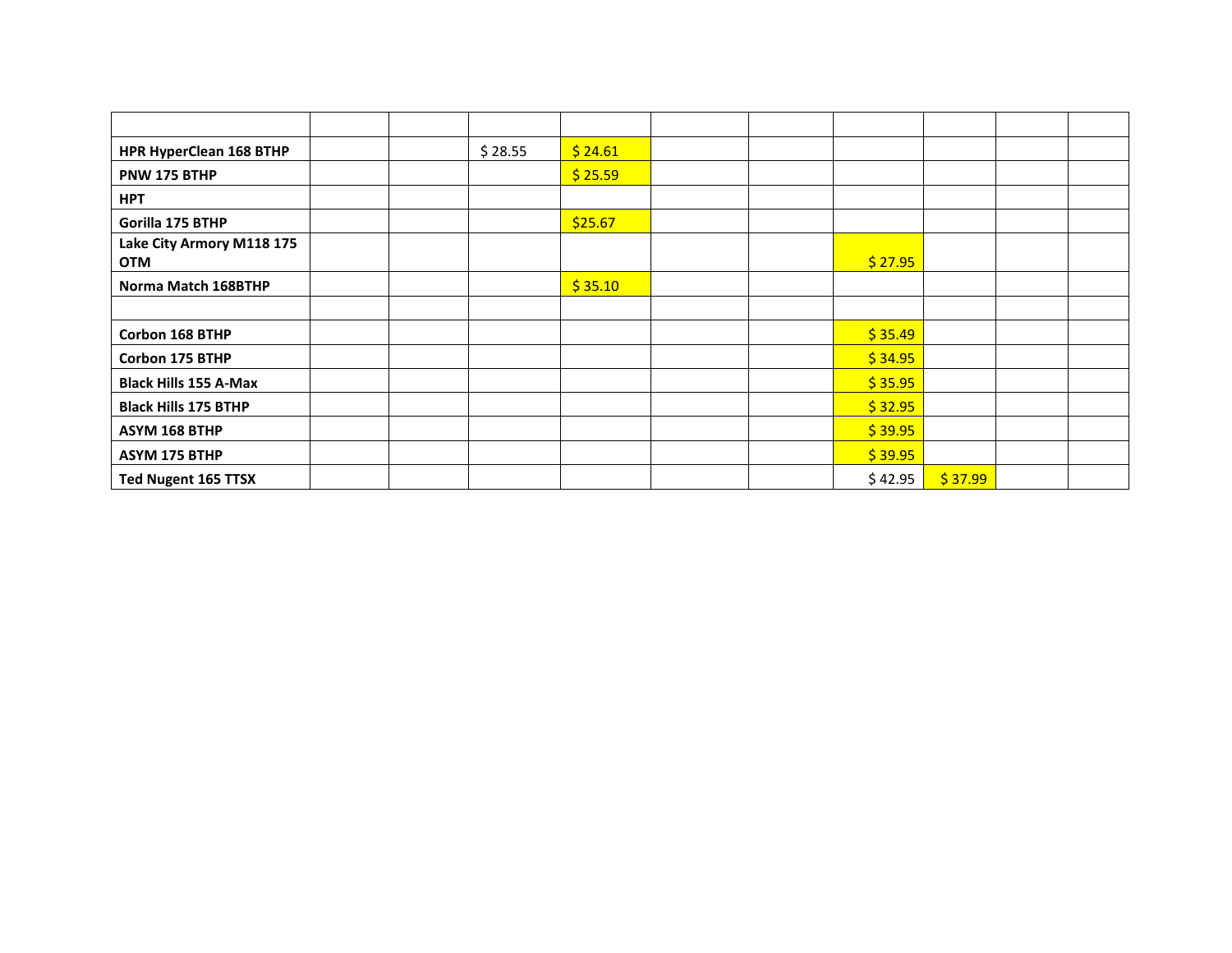| | | | | | | | | | | |
|---|---|---|---|---|---|---|---|---|---|---|
| **HPR HyperClean 168 BTHP** | | | $ 28.55 | $ 24.61 | | | | | | |
| **PNW 175 BTHP** | | | | $ 25.59 | | | | | | |
| **HPT** | | | | | | | | | | |
| **Gorilla 175 BTHP** | | | | $25.67 | | | | | | |
| **Lake City Armory M118 175 OTM** | | | | | | | $ 27.95 | | | |
| **Norma Match 168BTHP** | | | | $ 35.10 | | | | | | |
| | | | | | | | | | | |
| **Corbon 168 BTHP** | | | | | | | $ 35.49 | | | |
| **Corbon 175 BTHP** | | | | | | | $ 34.95 | | | |
| **Black Hills 155 A-Max** | | | | | | | $ 35.95 | | | |
| **Black Hills 175 BTHP** | | | | | | | $ 32.95 | | | |
| **ASYM 168 BTHP** | | | | | | | $ 39.95 | | | |
| **ASYM 175 BTHP** | | | | | | | $ 39.95 | | | |
| **Ted Nugent 165 TTSX** | | | | | | | $ 42.95 | $ 37.99 | | |